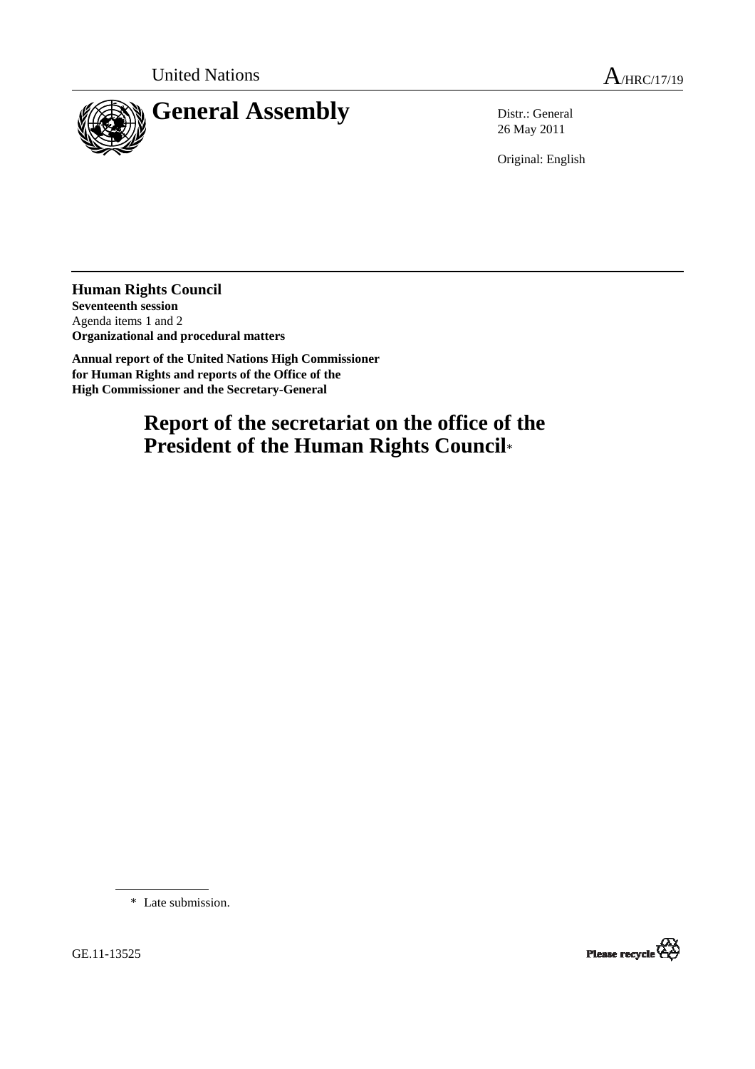United Nations

A/HRC/17/19

# General Assembly

Distr.: General
26 May 2011

Original: English

**Human Rights Council**
**Seventeenth session**
Agenda items 1 and 2
**Organizational and procedural matters**

**Annual report of the United Nations High Commissioner for Human Rights and reports of the Office of the High Commissioner and the Secretary-General**

## Report of the secretariat on the office of the President of the Human Rights Council*

\* Late submission.

GE.11-13525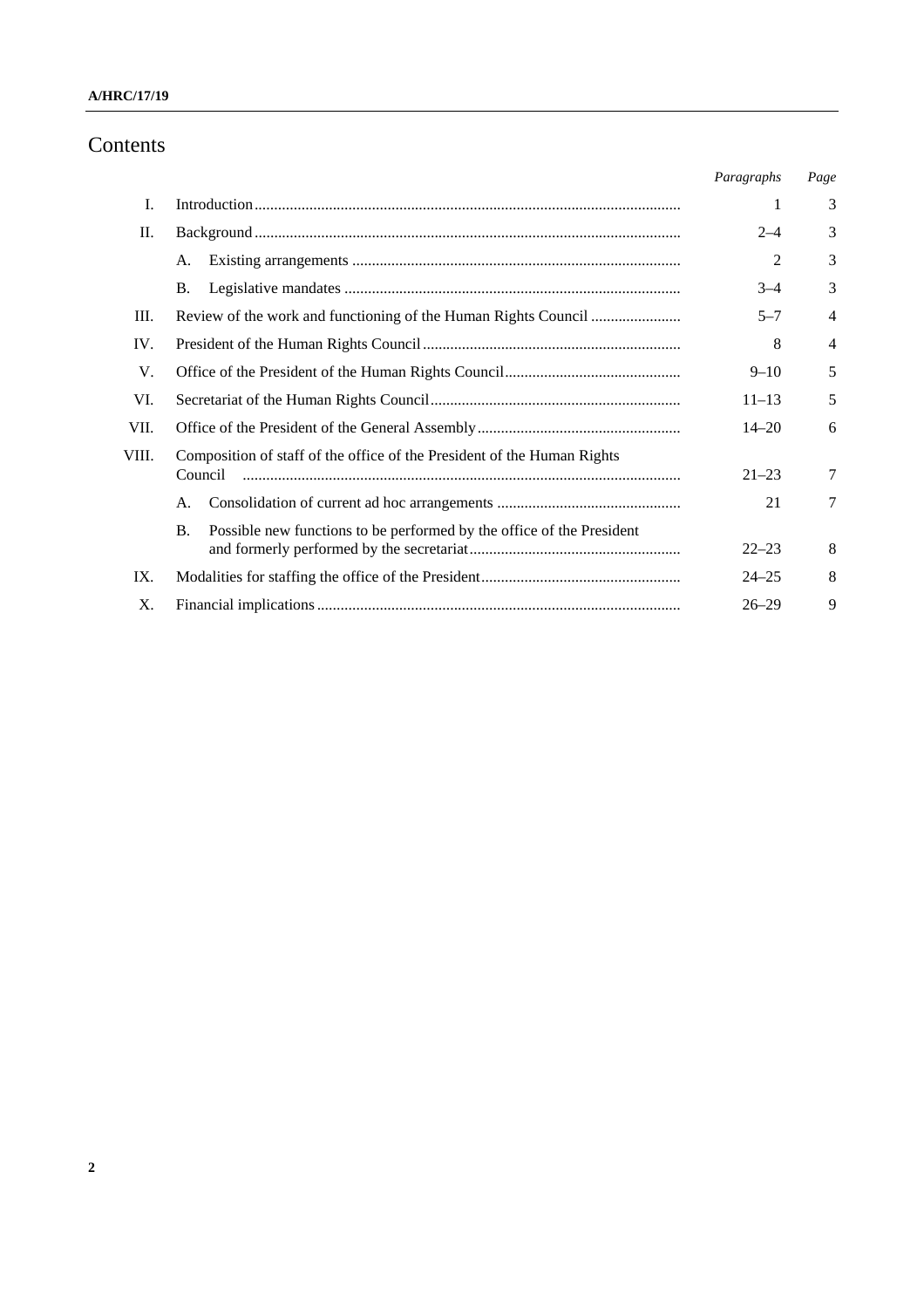# Contents

| | | Paragraphs | Page |
|---|---|---|---|
| I. | Introduction | 1 | 3 |
| II. | Background | 2–4 | 3 |
| | A. Existing arrangements | 2 | 3 |
| | B. Legislative mandates | 3–4 | 3 |
| III. | Review of the work and functioning of the Human Rights Council | 5–7 | 4 |
| IV. | President of the Human Rights Council | 8 | 4 |
| V. | Office of the President of the Human Rights Council | 9–10 | 5 |
| VI. | Secretariat of the Human Rights Council | 11–13 | 5 |
| VII. | Office of the President of the General Assembly | 14–20 | 6 |
| VIII. | Composition of staff of the office of the President of the Human Rights Council | 21–23 | 7 |
| | A. Consolidation of current ad hoc arrangements | 21 | 7 |
| | B. Possible new functions to be performed by the office of the President and formerly performed by the secretariat | 22–23 | 8 |
| IX. | Modalities for staffing the office of the President | 24–25 | 8 |
| X. | Financial implications | 26–29 | 9 |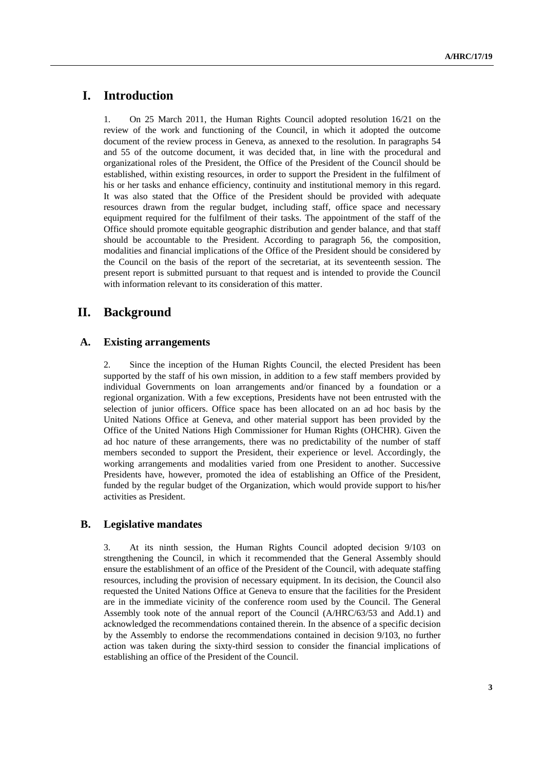# I. Introduction

1. On 25 March 2011, the Human Rights Council adopted resolution 16/21 on the review of the work and functioning of the Council, in which it adopted the outcome document of the review process in Geneva, as annexed to the resolution. In paragraphs 54 and 55 of the outcome document, it was decided that, in line with the procedural and organizational roles of the President, the Office of the President of the Council should be established, within existing resources, in order to support the President in the fulfilment of his or her tasks and enhance efficiency, continuity and institutional memory in this regard. It was also stated that the Office of the President should be provided with adequate resources drawn from the regular budget, including staff, office space and necessary equipment required for the fulfilment of their tasks. The appointment of the staff of the Office should promote equitable geographic distribution and gender balance, and that staff should be accountable to the President. According to paragraph 56, the composition, modalities and financial implications of the Office of the President should be considered by the Council on the basis of the report of the secretariat, at its seventeenth session. The present report is submitted pursuant to that request and is intended to provide the Council with information relevant to its consideration of this matter.

# II. Background

## A. Existing arrangements

2. Since the inception of the Human Rights Council, the elected President has been supported by the staff of his own mission, in addition to a few staff members provided by individual Governments on loan arrangements and/or financed by a foundation or a regional organization. With a few exceptions, Presidents have not been entrusted with the selection of junior officers. Office space has been allocated on an ad hoc basis by the United Nations Office at Geneva, and other material support has been provided by the Office of the United Nations High Commissioner for Human Rights (OHCHR). Given the ad hoc nature of these arrangements, there was no predictability of the number of staff members seconded to support the President, their experience or level. Accordingly, the working arrangements and modalities varied from one President to another. Successive Presidents have, however, promoted the idea of establishing an Office of the President, funded by the regular budget of the Organization, which would provide support to his/her activities as President.

## B. Legislative mandates

3. At its ninth session, the Human Rights Council adopted decision 9/103 on strengthening the Council, in which it recommended that the General Assembly should ensure the establishment of an office of the President of the Council, with adequate staffing resources, including the provision of necessary equipment. In its decision, the Council also requested the United Nations Office at Geneva to ensure that the facilities for the President are in the immediate vicinity of the conference room used by the Council. The General Assembly took note of the annual report of the Council (A/HRC/63/53 and Add.1) and acknowledged the recommendations contained therein. In the absence of a specific decision by the Assembly to endorse the recommendations contained in decision 9/103, no further action was taken during the sixty-third session to consider the financial implications of establishing an office of the President of the Council.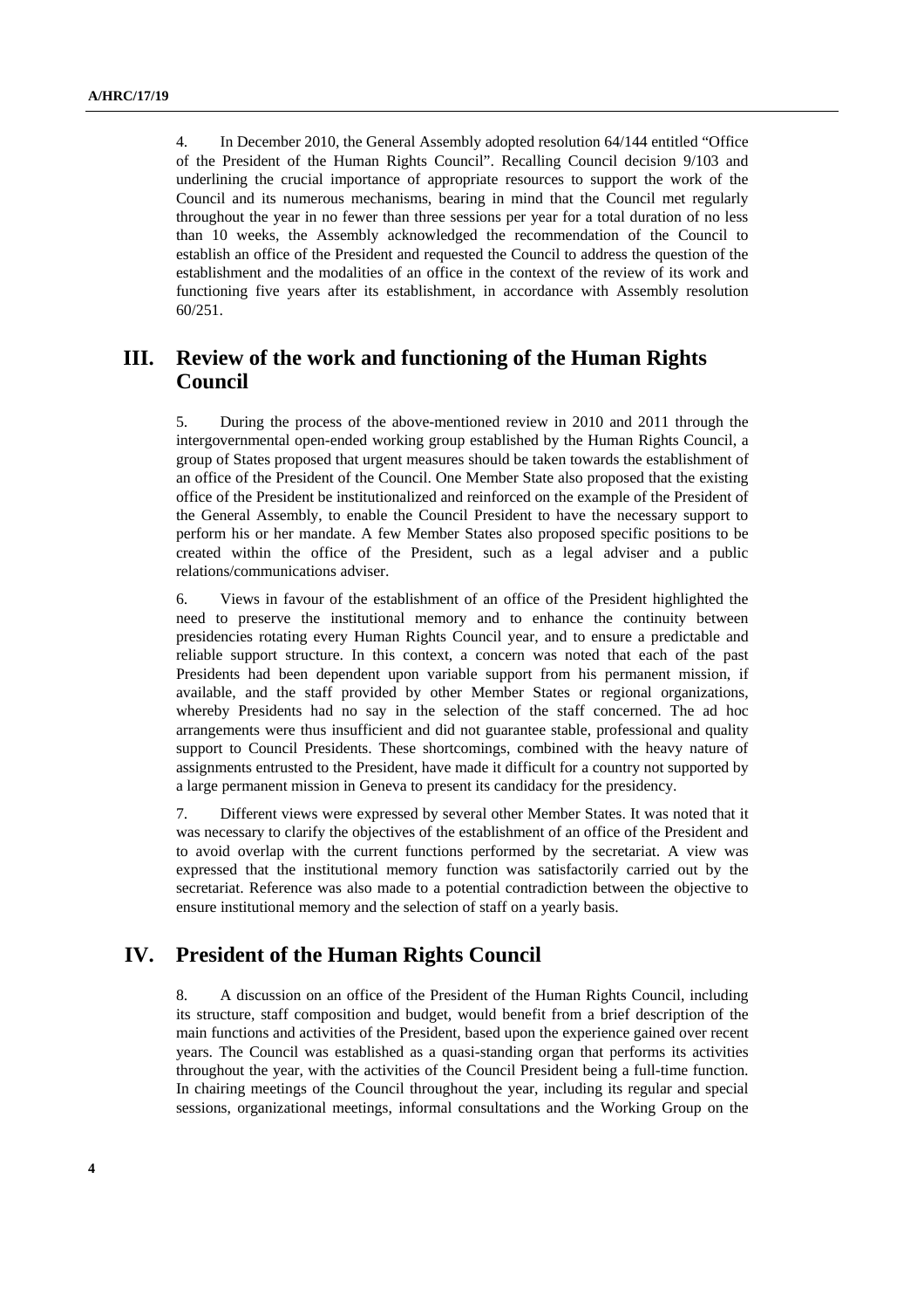4. In December 2010, the General Assembly adopted resolution 64/144 entitled "Office of the President of the Human Rights Council". Recalling Council decision 9/103 and underlining the crucial importance of appropriate resources to support the work of the Council and its numerous mechanisms, bearing in mind that the Council met regularly throughout the year in no fewer than three sessions per year for a total duration of no less than 10 weeks, the Assembly acknowledged the recommendation of the Council to establish an office of the President and requested the Council to address the question of the establishment and the modalities of an office in the context of the review of its work and functioning five years after its establishment, in accordance with Assembly resolution 60/251.

## III. Review of the work and functioning of the Human Rights Council

5. During the process of the above-mentioned review in 2010 and 2011 through the intergovernmental open-ended working group established by the Human Rights Council, a group of States proposed that urgent measures should be taken towards the establishment of an office of the President of the Council. One Member State also proposed that the existing office of the President be institutionalized and reinforced on the example of the President of the General Assembly, to enable the Council President to have the necessary support to perform his or her mandate. A few Member States also proposed specific positions to be created within the office of the President, such as a legal adviser and a public relations/communications adviser.

6. Views in favour of the establishment of an office of the President highlighted the need to preserve the institutional memory and to enhance the continuity between presidencies rotating every Human Rights Council year, and to ensure a predictable and reliable support structure. In this context, a concern was noted that each of the past Presidents had been dependent upon variable support from his permanent mission, if available, and the staff provided by other Member States or regional organizations, whereby Presidents had no say in the selection of the staff concerned. The ad hoc arrangements were thus insufficient and did not guarantee stable, professional and quality support to Council Presidents. These shortcomings, combined with the heavy nature of assignments entrusted to the President, have made it difficult for a country not supported by a large permanent mission in Geneva to present its candidacy for the presidency.

7. Different views were expressed by several other Member States. It was noted that it was necessary to clarify the objectives of the establishment of an office of the President and to avoid overlap with the current functions performed by the secretariat. A view was expressed that the institutional memory function was satisfactorily carried out by the secretariat. Reference was also made to a potential contradiction between the objective to ensure institutional memory and the selection of staff on a yearly basis.

## IV. President of the Human Rights Council

8. A discussion on an office of the President of the Human Rights Council, including its structure, staff composition and budget, would benefit from a brief description of the main functions and activities of the President, based upon the experience gained over recent years. The Council was established as a quasi-standing organ that performs its activities throughout the year, with the activities of the Council President being a full-time function. In chairing meetings of the Council throughout the year, including its regular and special sessions, organizational meetings, informal consultations and the Working Group on the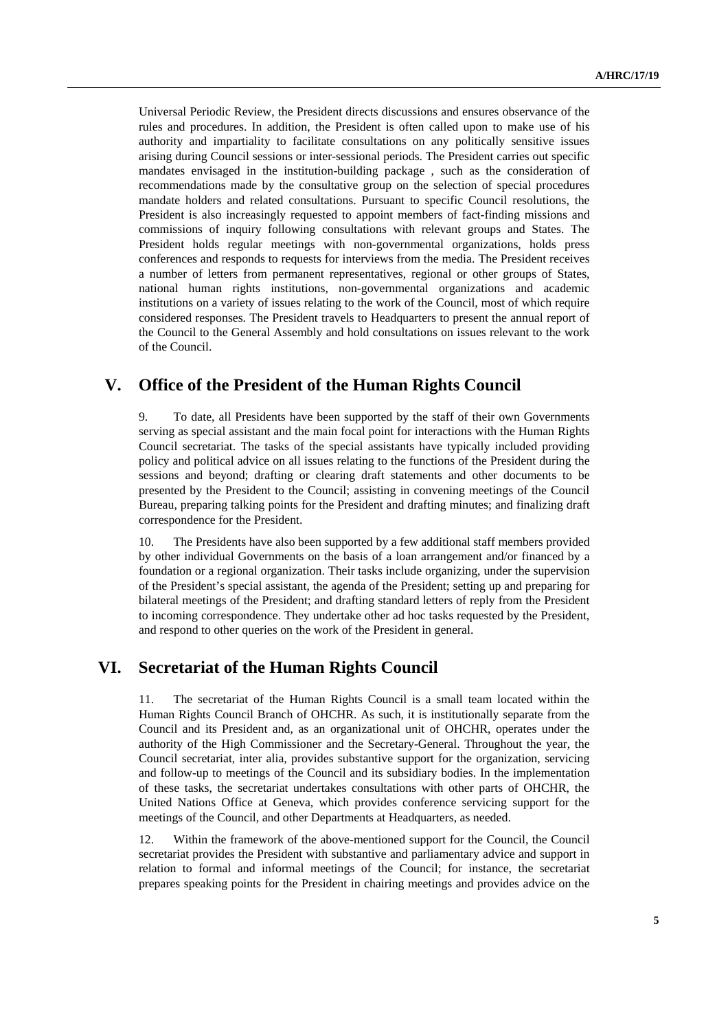Universal Periodic Review, the President directs discussions and ensures observance of the rules and procedures. In addition, the President is often called upon to make use of his authority and impartiality to facilitate consultations on any politically sensitive issues arising during Council sessions or inter-sessional periods. The President carries out specific mandates envisaged in the institution-building package , such as the consideration of recommendations made by the consultative group on the selection of special procedures mandate holders and related consultations. Pursuant to specific Council resolutions, the President is also increasingly requested to appoint members of fact-finding missions and commissions of inquiry following consultations with relevant groups and States. The President holds regular meetings with non-governmental organizations, holds press conferences and responds to requests for interviews from the media. The President receives a number of letters from permanent representatives, regional or other groups of States, national human rights institutions, non-governmental organizations and academic institutions on a variety of issues relating to the work of the Council, most of which require considered responses. The President travels to Headquarters to present the annual report of the Council to the General Assembly and hold consultations on issues relevant to the work of the Council.

## V. Office of the President of the Human Rights Council

9. To date, all Presidents have been supported by the staff of their own Governments serving as special assistant and the main focal point for interactions with the Human Rights Council secretariat. The tasks of the special assistants have typically included providing policy and political advice on all issues relating to the functions of the President during the sessions and beyond; drafting or clearing draft statements and other documents to be presented by the President to the Council; assisting in convening meetings of the Council Bureau, preparing talking points for the President and drafting minutes; and finalizing draft correspondence for the President.

10. The Presidents have also been supported by a few additional staff members provided by other individual Governments on the basis of a loan arrangement and/or financed by a foundation or a regional organization. Their tasks include organizing, under the supervision of the President's special assistant, the agenda of the President; setting up and preparing for bilateral meetings of the President; and drafting standard letters of reply from the President to incoming correspondence. They undertake other ad hoc tasks requested by the President, and respond to other queries on the work of the President in general.

## VI. Secretariat of the Human Rights Council

11. The secretariat of the Human Rights Council is a small team located within the Human Rights Council Branch of OHCHR. As such, it is institutionally separate from the Council and its President and, as an organizational unit of OHCHR, operates under the authority of the High Commissioner and the Secretary-General. Throughout the year, the Council secretariat, inter alia, provides substantive support for the organization, servicing and follow-up to meetings of the Council and its subsidiary bodies. In the implementation of these tasks, the secretariat undertakes consultations with other parts of OHCHR, the United Nations Office at Geneva, which provides conference servicing support for the meetings of the Council, and other Departments at Headquarters, as needed.

12. Within the framework of the above-mentioned support for the Council, the Council secretariat provides the President with substantive and parliamentary advice and support in relation to formal and informal meetings of the Council; for instance, the secretariat prepares speaking points for the President in chairing meetings and provides advice on the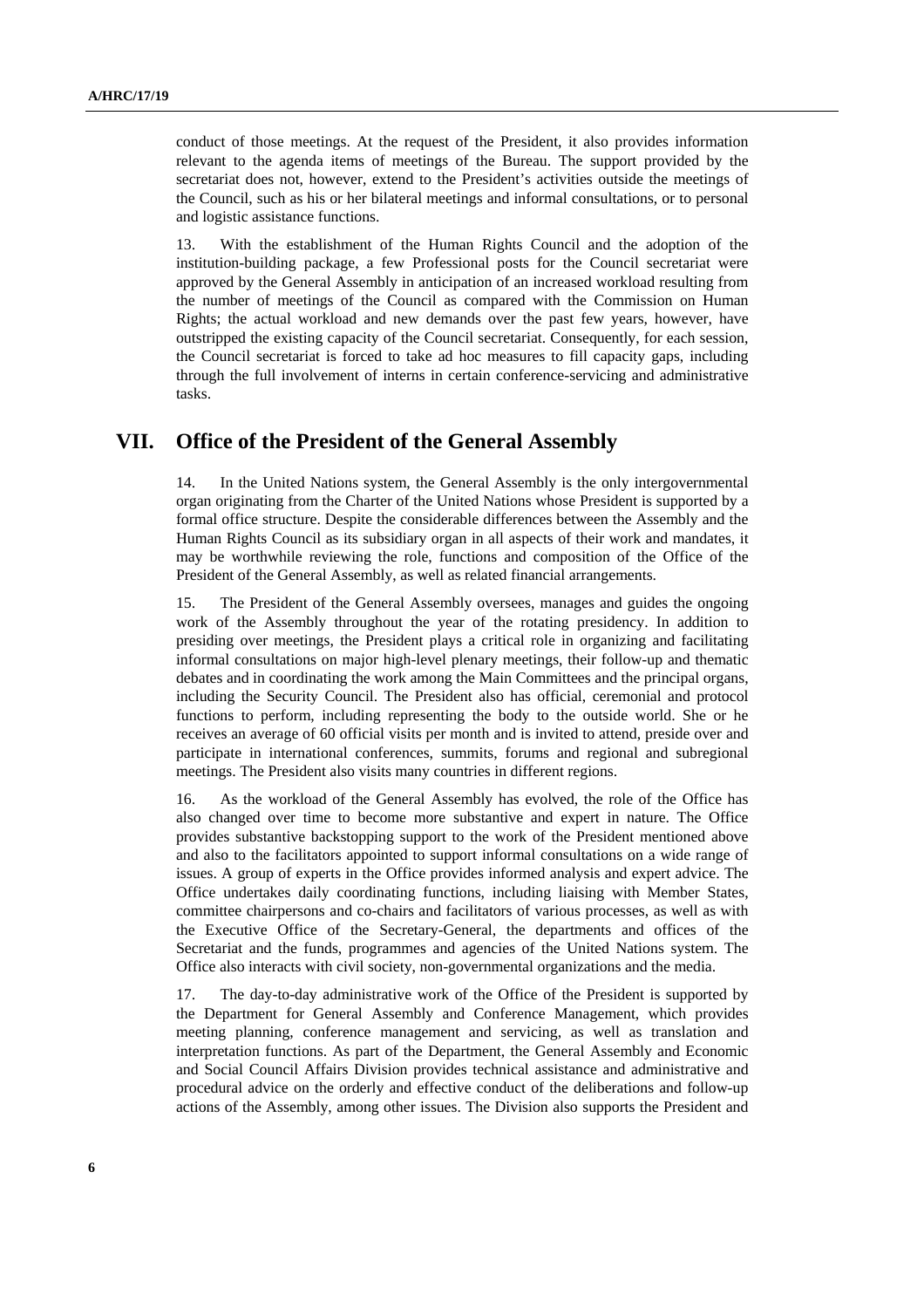conduct of those meetings. At the request of the President, it also provides information relevant to the agenda items of meetings of the Bureau. The support provided by the secretariat does not, however, extend to the President's activities outside the meetings of the Council, such as his or her bilateral meetings and informal consultations, or to personal and logistic assistance functions.

13. With the establishment of the Human Rights Council and the adoption of the institution-building package, a few Professional posts for the Council secretariat were approved by the General Assembly in anticipation of an increased workload resulting from the number of meetings of the Council as compared with the Commission on Human Rights; the actual workload and new demands over the past few years, however, have outstripped the existing capacity of the Council secretariat. Consequently, for each session, the Council secretariat is forced to take ad hoc measures to fill capacity gaps, including through the full involvement of interns in certain conference-servicing and administrative tasks.

## VII. Office of the President of the General Assembly

14. In the United Nations system, the General Assembly is the only intergovernmental organ originating from the Charter of the United Nations whose President is supported by a formal office structure. Despite the considerable differences between the Assembly and the Human Rights Council as its subsidiary organ in all aspects of their work and mandates, it may be worthwhile reviewing the role, functions and composition of the Office of the President of the General Assembly, as well as related financial arrangements.

15. The President of the General Assembly oversees, manages and guides the ongoing work of the Assembly throughout the year of the rotating presidency. In addition to presiding over meetings, the President plays a critical role in organizing and facilitating informal consultations on major high-level plenary meetings, their follow-up and thematic debates and in coordinating the work among the Main Committees and the principal organs, including the Security Council. The President also has official, ceremonial and protocol functions to perform, including representing the body to the outside world. She or he receives an average of 60 official visits per month and is invited to attend, preside over and participate in international conferences, summits, forums and regional and subregional meetings. The President also visits many countries in different regions.

16. As the workload of the General Assembly has evolved, the role of the Office has also changed over time to become more substantive and expert in nature. The Office provides substantive backstopping support to the work of the President mentioned above and also to the facilitators appointed to support informal consultations on a wide range of issues. A group of experts in the Office provides informed analysis and expert advice. The Office undertakes daily coordinating functions, including liaising with Member States, committee chairpersons and co-chairs and facilitators of various processes, as well as with the Executive Office of the Secretary-General, the departments and offices of the Secretariat and the funds, programmes and agencies of the United Nations system. The Office also interacts with civil society, non-governmental organizations and the media.

17. The day-to-day administrative work of the Office of the President is supported by the Department for General Assembly and Conference Management, which provides meeting planning, conference management and servicing, as well as translation and interpretation functions. As part of the Department, the General Assembly and Economic and Social Council Affairs Division provides technical assistance and administrative and procedural advice on the orderly and effective conduct of the deliberations and follow-up actions of the Assembly, among other issues. The Division also supports the President and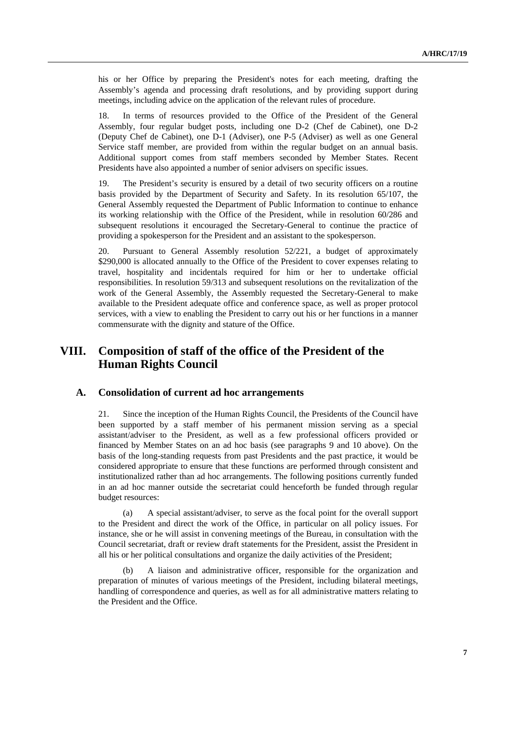his or her Office by preparing the President's notes for each meeting, drafting the Assembly's agenda and processing draft resolutions, and by providing support during meetings, including advice on the application of the relevant rules of procedure.

18. In terms of resources provided to the Office of the President of the General Assembly, four regular budget posts, including one D-2 (Chef de Cabinet), one D-2 (Deputy Chef de Cabinet), one D-1 (Adviser), one P-5 (Adviser) as well as one General Service staff member, are provided from within the regular budget on an annual basis. Additional support comes from staff members seconded by Member States. Recent Presidents have also appointed a number of senior advisers on specific issues.

19. The President's security is ensured by a detail of two security officers on a routine basis provided by the Department of Security and Safety. In its resolution 65/107, the General Assembly requested the Department of Public Information to continue to enhance its working relationship with the Office of the President, while in resolution 60/286 and subsequent resolutions it encouraged the Secretary-General to continue the practice of providing a spokesperson for the President and an assistant to the spokesperson.

20. Pursuant to General Assembly resolution 52/221, a budget of approximately $290,000 is allocated annually to the Office of the President to cover expenses relating to travel, hospitality and incidentals required for him or her to undertake official responsibilities. In resolution 59/313 and subsequent resolutions on the revitalization of the work of the General Assembly, the Assembly requested the Secretary-General to make available to the President adequate office and conference space, as well as proper protocol services, with a view to enabling the President to carry out his or her functions in a manner commensurate with the dignity and stature of the Office.

# VIII. Composition of staff of the office of the President of the Human Rights Council

## A. Consolidation of current ad hoc arrangements

21. Since the inception of the Human Rights Council, the Presidents of the Council have been supported by a staff member of his permanent mission serving as a special assistant/adviser to the President, as well as a few professional officers provided or financed by Member States on an ad hoc basis (see paragraphs 9 and 10 above). On the basis of the long-standing requests from past Presidents and the past practice, it would be considered appropriate to ensure that these functions are performed through consistent and institutionalized rather than ad hoc arrangements. The following positions currently funded in an ad hoc manner outside the secretariat could henceforth be funded through regular budget resources:

(a) A special assistant/adviser, to serve as the focal point for the overall support to the President and direct the work of the Office, in particular on all policy issues. For instance, she or he will assist in convening meetings of the Bureau, in consultation with the Council secretariat, draft or review draft statements for the President, assist the President in all his or her political consultations and organize the daily activities of the President;

(b) A liaison and administrative officer, responsible for the organization and preparation of minutes of various meetings of the President, including bilateral meetings, handling of correspondence and queries, as well as for all administrative matters relating to the President and the Office.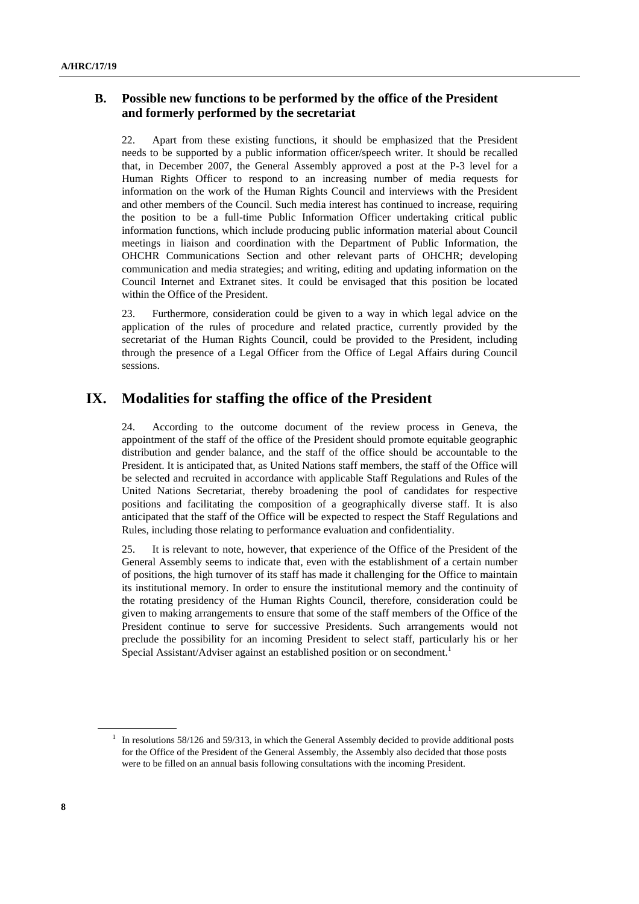## B. Possible new functions to be performed by the office of the President and formerly performed by the secretariat

22. Apart from these existing functions, it should be emphasized that the President needs to be supported by a public information officer/speech writer. It should be recalled that, in December 2007, the General Assembly approved a post at the P-3 level for a Human Rights Officer to respond to an increasing number of media requests for information on the work of the Human Rights Council and interviews with the President and other members of the Council. Such media interest has continued to increase, requiring the position to be a full-time Public Information Officer undertaking critical public information functions, which include producing public information material about Council meetings in liaison and coordination with the Department of Public Information, the OHCHR Communications Section and other relevant parts of OHCHR; developing communication and media strategies; and writing, editing and updating information on the Council Internet and Extranet sites. It could be envisaged that this position be located within the Office of the President.

23. Furthermore, consideration could be given to a way in which legal advice on the application of the rules of procedure and related practice, currently provided by the secretariat of the Human Rights Council, could be provided to the President, including through the presence of a Legal Officer from the Office of Legal Affairs during Council sessions.

# IX. Modalities for staffing the office of the President

24. According to the outcome document of the review process in Geneva, the appointment of the staff of the office of the President should promote equitable geographic distribution and gender balance, and the staff of the office should be accountable to the President. It is anticipated that, as United Nations staff members, the staff of the Office will be selected and recruited in accordance with applicable Staff Regulations and Rules of the United Nations Secretariat, thereby broadening the pool of candidates for respective positions and facilitating the composition of a geographically diverse staff. It is also anticipated that the staff of the Office will be expected to respect the Staff Regulations and Rules, including those relating to performance evaluation and confidentiality.

25. It is relevant to note, however, that experience of the Office of the President of the General Assembly seems to indicate that, even with the establishment of a certain number of positions, the high turnover of its staff has made it challenging for the Office to maintain its institutional memory. In order to ensure the institutional memory and the continuity of the rotating presidency of the Human Rights Council, therefore, consideration could be given to making arrangements to ensure that some of the staff members of the Office of the President continue to serve for successive Presidents. Such arrangements would not preclude the possibility for an incoming President to select staff, particularly his or her Special Assistant/Adviser against an established position or on secondment.[1]

[1] In resolutions 58/126 and 59/313, in which the General Assembly decided to provide additional posts for the Office of the President of the General Assembly, the Assembly also decided that those posts were to be filled on an annual basis following consultations with the incoming President.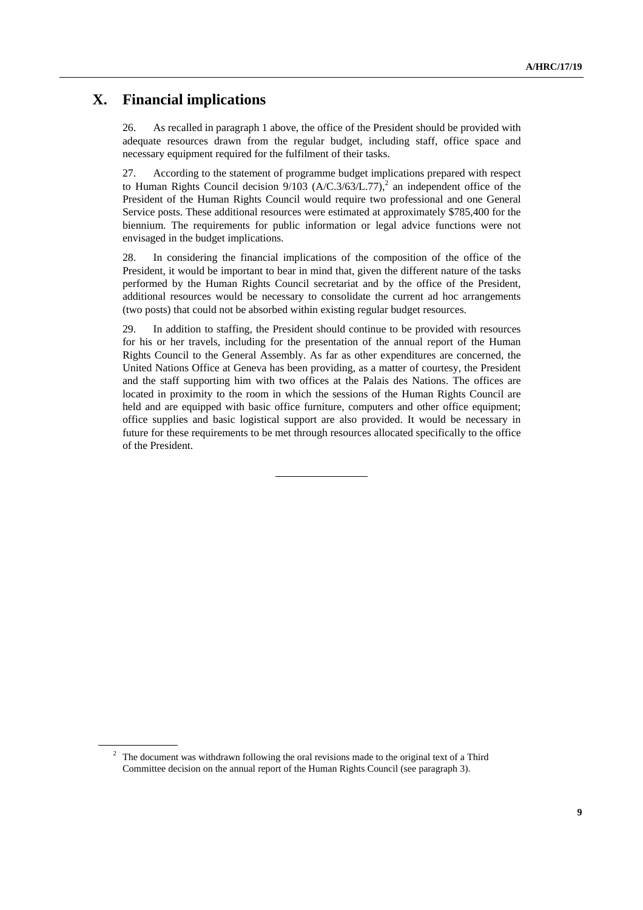## X. Financial implications

26. As recalled in paragraph 1 above, the office of the President should be provided with adequate resources drawn from the regular budget, including staff, office space and necessary equipment required for the fulfilment of their tasks.

27. According to the statement of programme budget implications prepared with respect to Human Rights Council decision 9/103 (A/C.3/63/L.77),[2] an independent office of the President of the Human Rights Council would require two professional and one General Service posts. These additional resources were estimated at approximately $785,400 for the biennium. The requirements for public information or legal advice functions were not envisaged in the budget implications.

28. In considering the financial implications of the composition of the office of the President, it would be important to bear in mind that, given the different nature of the tasks performed by the Human Rights Council secretariat and by the office of the President, additional resources would be necessary to consolidate the current ad hoc arrangements (two posts) that could not be absorbed within existing regular budget resources.

29. In addition to staffing, the President should continue to be provided with resources for his or her travels, including for the presentation of the annual report of the Human Rights Council to the General Assembly. As far as other expenditures are concerned, the United Nations Office at Geneva has been providing, as a matter of courtesy, the President and the staff supporting him with two offices at the Palais des Nations. The offices are located in proximity to the room in which the sessions of the Human Rights Council are held and are equipped with basic office furniture, computers and other office equipment; office supplies and basic logistical support are also provided. It would be necessary in future for these requirements to be met through resources allocated specifically to the office of the President.

---

[2] The document was withdrawn following the oral revisions made to the original text of a Third Committee decision on the annual report of the Human Rights Council (see paragraph 3).